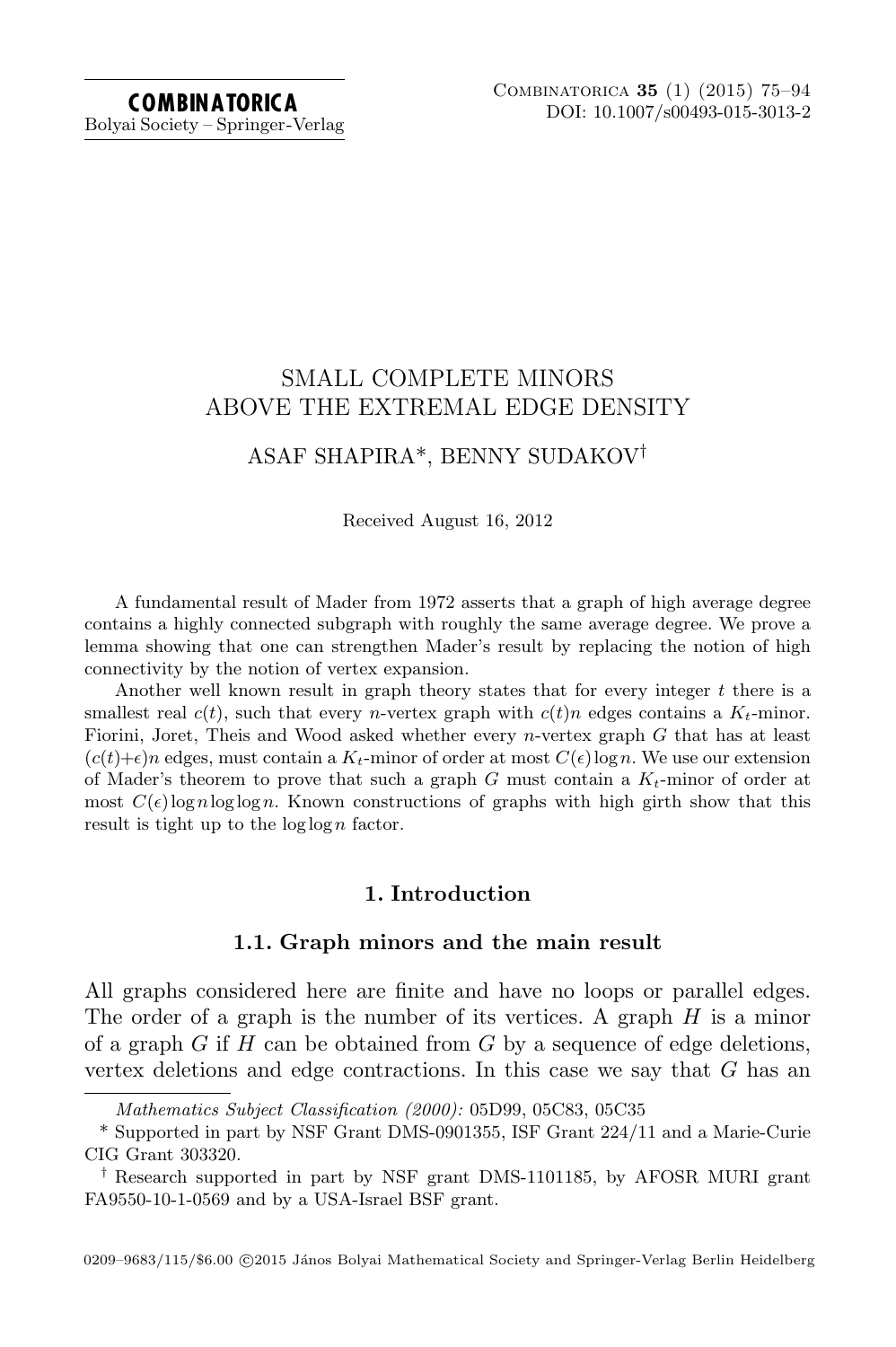# SMALL COMPLETE MINORS ABOVE THE EXTREMAL EDGE DENSITY

ASAF SHAPIRA*, BENNY SUDAKOV†

Received August 16, 2012

A fundamental result of Mader from 1972 asserts that a graph of high average degree contains a highly connected subgraph with roughly the same average degree. We prove a lemma showing that one can strengthen Mader's result by replacing the notion of high connectivity by the notion of vertex expansion.

Another well known result in graph theory states that for every integer $t$ there is a smallest real $c(t)$, such that every $n$-vertex graph with $c(t)n$ edges contains a $K_t$-minor. Fiorini, Joret, Theis and Wood asked whether every $n$-vertex graph $G$ that has at least $(c(t)+\epsilon)n$ edges, must contain a $K_t$-minor of order at most $C(\epsilon)\log n$. We use our extension of Mader's theorem to prove that such a graph $G$ must contain a $K_t$-minor of order at most $C(\epsilon)\log n \log\log n$. Known constructions of graphs with high girth show that this result is tight up to the $\log\log n$ factor.

## 1. Introduction

### 1.1. Graph minors and the main result

All graphs considered here are finite and have no loops or parallel edges. The order of a graph is the number of its vertices. A graph $H$ is a minor of a graph $G$ if $H$ can be obtained from $G$ by a sequence of edge deletions, vertex deletions and edge contractions. In this case we say that $G$ has an

---

*Mathematics Subject Classification (2000):* 05D99, 05C83, 05C35

\* Supported in part by NSF Grant DMS-0901355, ISF Grant 224/11 and a Marie-Curie CIG Grant 303320.

† Research supported in part by NSF grant DMS-1101185, by AFOSR MURI grant FA9550-10-1-0569 and by a USA-Israel BSF grant.

0209–9683/115/$6.00 ©2015 János Bolyai Mathematical Society and Springer-Verlag Berlin Heidelberg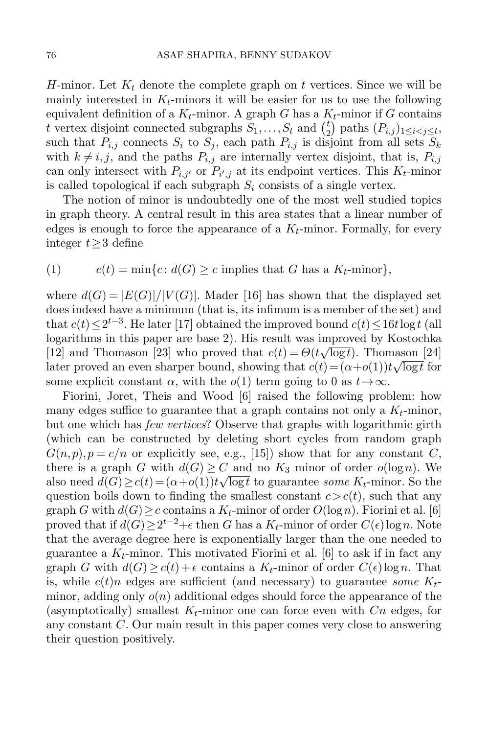$H$-minor. Let $K_t$ denote the complete graph on $t$ vertices. Since we will be mainly interested in $K_t$-minors it will be easier for us to use the following equivalent definition of a $K_t$-minor. A graph $G$ has a $K_t$-minor if $G$ contains $t$ vertex disjoint connected subgraphs $S_1, \dots, S_t$ and $\binom{t}{2}$ paths $(P_{i,j})_{1 \le i < j \le t}$, such that $P_{i,j}$ connects $S_i$ to $S_j$, each path $P_{i,j}$ is disjoint from all sets $S_k$ with $k \neq i, j$, and the paths $P_{i,j}$ are internally vertex disjoint, that is, $P_{i,j}$ can only intersect with $P_{i,j'}$ or $P_{i',j}$ at its endpoint vertices. This $K_t$-minor is called topological if each subgraph $S_i$ consists of a single vertex.

The notion of minor is undoubtedly one of the most well studied topics in graph theory. A central result in this area states that a linear number of edges is enough to force the appearance of a $K_t$-minor. Formally, for every integer $t \ge 3$ define

$$c(t) = \min\{c \colon d(G) \ge c \text{ implies that } G \text{ has a } K_t\text{-minor}\}, \tag{1}$$

where $d(G) = |E(G)|/|V(G)|$. Mader [16] has shown that the displayed set does indeed have a minimum (that is, its infimum is a member of the set) and that $c(t) \le 2^{t-3}$. He later [17] obtained the improved bound $c(t) \le 16t \log t$ (all logarithms in this paper are base 2). His result was improved by Kostochka [12] and Thomason [23] who proved that $c(t) = \Theta(t\sqrt{\log t})$. Thomason [24] later proved an even sharper bound, showing that $c(t) = (\alpha + o(1))t\sqrt{\log t}$ for some explicit constant $\alpha$, with the $o(1)$ term going to 0 as $t \to \infty$.

Fiorini, Joret, Theis and Wood [6] raised the following problem: how many edges suffice to guarantee that a graph contains not only a $K_t$-minor, but one which has *few vertices*? Observe that graphs with logarithmic girth (which can be constructed by deleting short cycles from random graph $G(n,p), p = c/n$ or explicitly see, e.g., [15]) show that for any constant $C$, there is a graph $G$ with $d(G) \ge C$ and no $K_3$ minor of order $o(\log n)$. We also need $d(G) \ge c(t) = (\alpha + o(1))t\sqrt{\log t}$ to guarantee *some* $K_t$-minor. So the question boils down to finding the smallest constant $c > c(t)$, such that any graph $G$ with $d(G) \ge c$ contains a $K_t$-minor of order $O(\log n)$. Fiorini et al. [6] proved that if $d(G) \ge 2^{t-2} + \epsilon$ then $G$ has a $K_t$-minor of order $C(\epsilon)\log n$. Note that the average degree here is exponentially larger than the one needed to guarantee a $K_t$-minor. This motivated Fiorini et al. [6] to ask if in fact any graph $G$ with $d(G) \ge c(t) + \epsilon$ contains a $K_t$-minor of order $C(\epsilon)\log n$. That is, while $c(t)n$ edges are sufficient (and necessary) to guarantee *some* $K_t$-minor, adding only $o(n)$ additional edges should force the appearance of the (asymptotically) smallest $K_t$-minor one can force even with $Cn$ edges, for any constant $C$. Our main result in this paper comes very close to answering their question positively.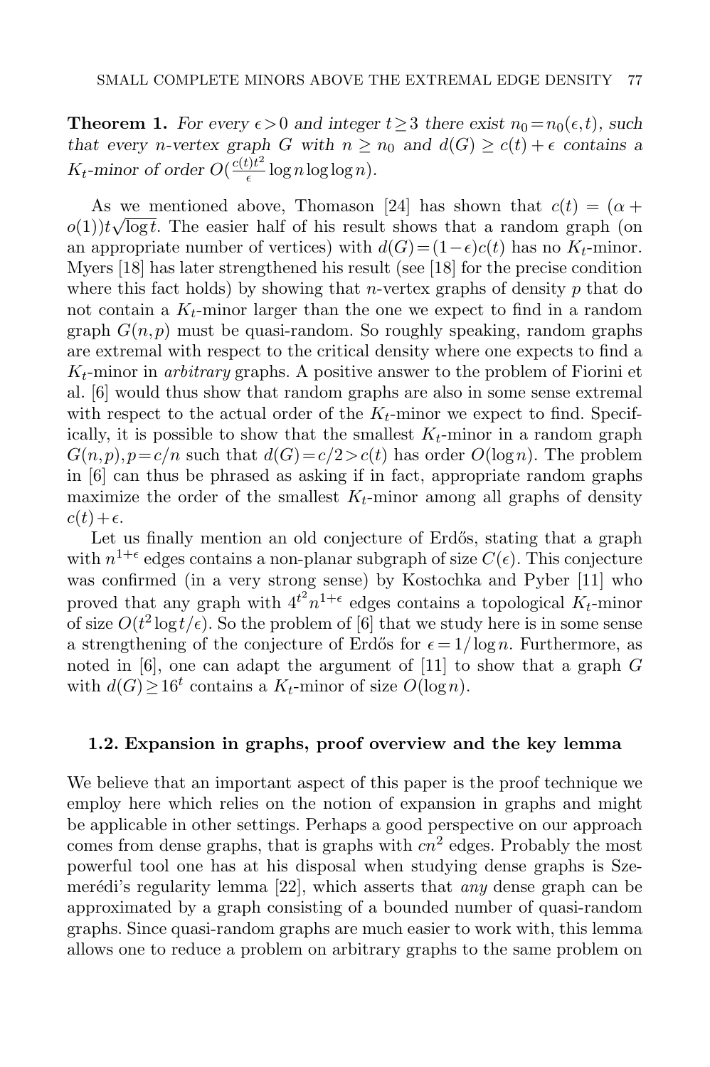**Theorem 1.** *For every $\epsilon > 0$ and integer $t \geq 3$ there exist $n_0 = n_0(\epsilon, t)$, such that every $n$-vertex graph $G$ with $n \geq n_0$ and $d(G) \geq c(t) + \epsilon$ contains a $K_t$-minor of order $O(\frac{c(t)t^2}{\epsilon} \log n \log\log n)$.*

As we mentioned above, Thomason [24] has shown that $c(t) = (\alpha + o(1))t\sqrt{\log t}$. The easier half of his result shows that a random graph (on an appropriate number of vertices) with $d(G) = (1-\epsilon)c(t)$ has no $K_t$-minor. Myers [18] has later strengthened his result (see [18] for the precise condition where this fact holds) by showing that $n$-vertex graphs of density $p$ that do not contain a $K_t$-minor larger than the one we expect to find in a random graph $G(n,p)$ must be quasi-random. So roughly speaking, random graphs are extremal with respect to the critical density where one expects to find a $K_t$-minor in *arbitrary* graphs. A positive answer to the problem of Fiorini et al. [6] would thus show that random graphs are also in some sense extremal with respect to the actual order of the $K_t$-minor we expect to find. Specifically, it is possible to show that the smallest $K_t$-minor in a random graph $G(n,p), p = c/n$ such that $d(G) = c/2 > c(t)$ has order $O(\log n)$. The problem in [6] can thus be phrased as asking if in fact, appropriate random graphs maximize the order of the smallest $K_t$-minor among all graphs of density $c(t) + \epsilon$.

Let us finally mention an old conjecture of Erdős, stating that a graph with $n^{1+\epsilon}$ edges contains a non-planar subgraph of size $C(\epsilon)$. This conjecture was confirmed (in a very strong sense) by Kostochka and Pyber [11] who proved that any graph with $4^{t^2} n^{1+\epsilon}$ edges contains a topological $K_t$-minor of size $O(t^2 \log t/\epsilon)$. So the problem of [6] that we study here is in some sense a strengthening of the conjecture of Erdős for $\epsilon = 1/\log n$. Furthermore, as noted in [6], one can adapt the argument of [11] to show that a graph $G$ with $d(G) \geq 16^t$ contains a $K_t$-minor of size $O(\log n)$.

### 1.2. Expansion in graphs, proof overview and the key lemma

We believe that an important aspect of this paper is the proof technique we employ here which relies on the notion of expansion in graphs and might be applicable in other settings. Perhaps a good perspective on our approach comes from dense graphs, that is graphs with $cn^2$ edges. Probably the most powerful tool one has at his disposal when studying dense graphs is Szemerédi's regularity lemma [22], which asserts that *any* dense graph can be approximated by a graph consisting of a bounded number of quasi-random graphs. Since quasi-random graphs are much easier to work with, this lemma allows one to reduce a problem on arbitrary graphs to the same problem on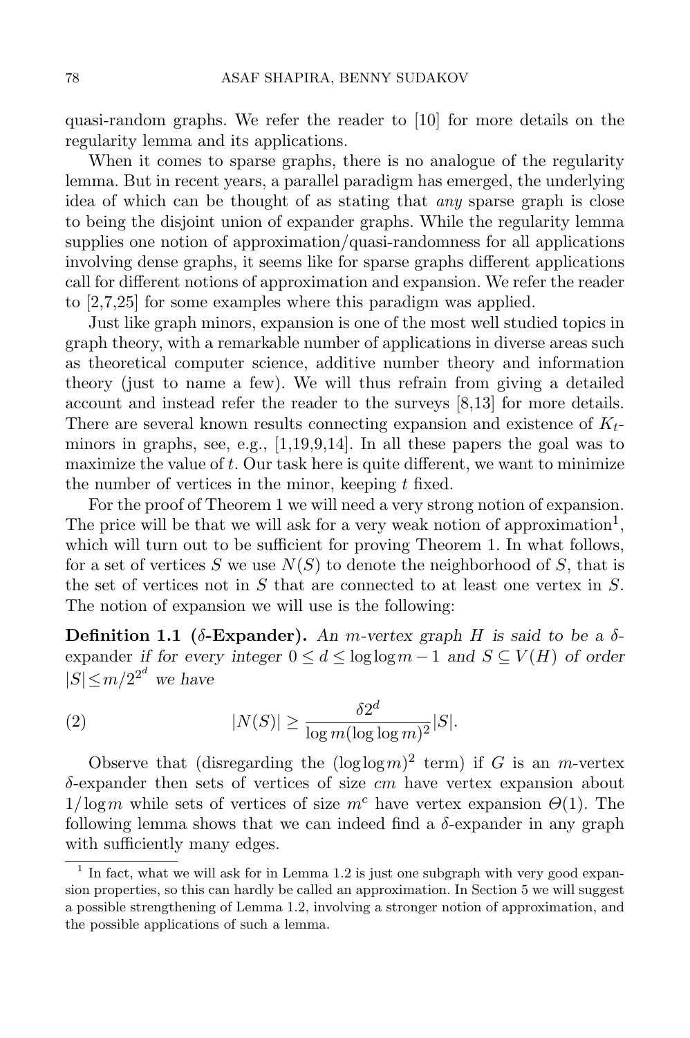quasi-random graphs. We refer the reader to [10] for more details on the regularity lemma and its applications.

When it comes to sparse graphs, there is no analogue of the regularity lemma. But in recent years, a parallel paradigm has emerged, the underlying idea of which can be thought of as stating that *any* sparse graph is close to being the disjoint union of expander graphs. While the regularity lemma supplies one notion of approximation/quasi-randomness for all applications involving dense graphs, it seems like for sparse graphs different applications call for different notions of approximation and expansion. We refer the reader to [2,7,25] for some examples where this paradigm was applied.

Just like graph minors, expansion is one of the most well studied topics in graph theory, with a remarkable number of applications in diverse areas such as theoretical computer science, additive number theory and information theory (just to name a few). We will thus refrain from giving a detailed account and instead refer the reader to the surveys [8,13] for more details. There are several known results connecting expansion and existence of $K_t$-minors in graphs, see, e.g., [1,19,9,14]. In all these papers the goal was to maximize the value of $t$. Our task here is quite different, we want to minimize the number of vertices in the minor, keeping $t$ fixed.

For the proof of Theorem 1 we will need a very strong notion of expansion. The price will be that we will ask for a very weak notion of approximation[1], which will turn out to be sufficient for proving Theorem 1. In what follows, for a set of vertices $S$ we use $N(S)$ to denote the neighborhood of $S$, that is the set of vertices not in $S$ that are connected to at least one vertex in $S$. The notion of expansion we will use is the following:

**Definition 1.1 ($\delta$-Expander).** *An $m$-vertex graph $H$ is said to be a $\delta$-*expander *if for every integer $0 \le d \le \log\log m - 1$ and $S \subseteq V(H)$ of order $|S| \le m/2^{2^d}$ we have*

$$|N(S)| \geq \frac{\delta 2^d}{\log m (\log\log m)^2}|S|. \tag{2}$$

Observe that (disregarding the $(\log\log m)^2$ term) if $G$ is an $m$-vertex $\delta$-expander then sets of vertices of size $cm$ have vertex expansion about $1/\log m$ while sets of vertices of size $m^c$ have vertex expansion $\Theta(1)$. The following lemma shows that we can indeed find a $\delta$-expander in any graph with sufficiently many edges.

[1] In fact, what we will ask for in Lemma 1.2 is just one subgraph with very good expansion properties, so this can hardly be called an approximation. In Section 5 we will suggest a possible strengthening of Lemma 1.2, involving a stronger notion of approximation, and the possible applications of such a lemma.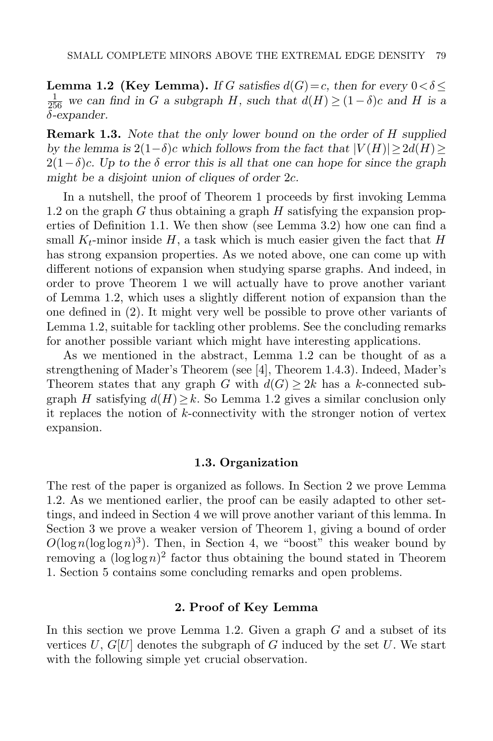**Lemma 1.2 (Key Lemma).** *If $G$ satisfies $d(G)=c$, then for every $0<\delta\leq\frac{1}{256}$ we can find in $G$ a subgraph $H$, such that $d(H)\geq(1-\delta)c$ and $H$ is a $\delta$-expander.*

**Remark 1.3.** *Note that the only lower bound on the order of $H$ supplied by the lemma is $2(1-\delta)c$ which follows from the fact that $|V(H)|\geq 2d(H)\geq 2(1-\delta)c$. Up to the $\delta$ error this is all that one can hope for since the graph might be a disjoint union of cliques of order $2c$.*

In a nutshell, the proof of Theorem 1 proceeds by first invoking Lemma 1.2 on the graph $G$ thus obtaining a graph $H$ satisfying the expansion properties of Definition 1.1. We then show (see Lemma 3.2) how one can find a small $K_t$-minor inside $H$, a task which is much easier given the fact that $H$ has strong expansion properties. As we noted above, one can come up with different notions of expansion when studying sparse graphs. And indeed, in order to prove Theorem 1 we will actually have to prove another variant of Lemma 1.2, which uses a slightly different notion of expansion than the one defined in (2). It might very well be possible to prove other variants of Lemma 1.2, suitable for tackling other problems. See the concluding remarks for another possible variant which might have interesting applications.

As we mentioned in the abstract, Lemma 1.2 can be thought of as a strengthening of Mader's Theorem (see [4], Theorem 1.4.3). Indeed, Mader's Theorem states that any graph $G$ with $d(G)\geq 2k$ has a $k$-connected subgraph $H$ satisfying $d(H)\geq k$. So Lemma 1.2 gives a similar conclusion only it replaces the notion of $k$-connectivity with the stronger notion of vertex expansion.

### 1.3. Organization

The rest of the paper is organized as follows. In Section 2 we prove Lemma 1.2. As we mentioned earlier, the proof can be easily adapted to other settings, and indeed in Section 4 we will prove another variant of this lemma. In Section 3 we prove a weaker version of Theorem 1, giving a bound of order $O(\log n(\log\log n)^3)$. Then, in Section 4, we "boost" this weaker bound by removing a $(\log\log n)^2$ factor thus obtaining the bound stated in Theorem 1. Section 5 contains some concluding remarks and open problems.

## 2. Proof of Key Lemma

In this section we prove Lemma 1.2. Given a graph $G$ and a subset of its vertices $U$, $G[U]$ denotes the subgraph of $G$ induced by the set $U$. We start with the following simple yet crucial observation.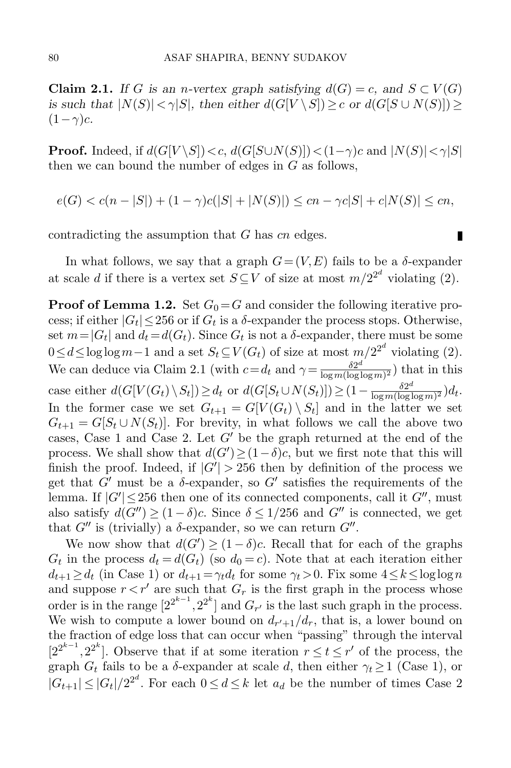**Claim 2.1.** *If $G$ is an $n$-vertex graph satisfying $d(G)=c$, and $S\subset V(G)$ is such that $|N(S)|<\gamma|S|$, then either $d(G[V\setminus S])\geq c$ or $d(G[S\cup N(S)])\geq (1-\gamma)c$.*

**Proof.** Indeed, if $d(G[V\setminus S])<c$, $d(G[S\cup N(S)])<(1-\gamma)c$ and $|N(S)|<\gamma|S|$ then we can bound the number of edges in $G$ as follows,

$$e(G)<c(n-|S|)+(1-\gamma)c(|S|+|N(S)|)\leq cn-\gamma c|S|+c|N(S)|\leq cn,$$

contradicting the assumption that $G$ has $cn$ edges. ∎

In what follows, we say that a graph $G=(V,E)$ fails to be a $\delta$-expander at scale $d$ if there is a vertex set $S\subseteq V$ of size at most $m/2^{2^d}$ violating (2).

**Proof of Lemma 1.2.** Set $G_0=G$ and consider the following iterative process; if either $|G_t|\leq 256$ or if $G_t$ is a $\delta$-expander the process stops. Otherwise, set $m=|G_t|$ and $d_t=d(G_t)$. Since $G_t$ is not a $\delta$-expander, there must be some $0\leq d\leq \log\log m-1$ and a set $S_t\subseteq V(G_t)$ of size at most $m/2^{2^d}$ violating (2). We can deduce via Claim 2.1 (with $c=d_t$ and $\gamma=\frac{\delta 2^d}{\log m(\log\log m)^2}$) that in this case either $d(G[V(G_t)\setminus S_t])\geq d_t$ or $d(G[S_t\cup N(S_t)])\geq (1-\frac{\delta 2^d}{\log m(\log\log m)^2})d_t$. In the former case we set $G_{t+1}=G[V(G_t)\setminus S_t]$ and in the latter we set $G_{t+1}=G[S_t\cup N(S_t)]$. For brevity, in what follows we call the above two cases, Case 1 and Case 2. Let $G'$ be the graph returned at the end of the process. We shall show that $d(G')\geq(1-\delta)c$, but we first note that this will finish the proof. Indeed, if $|G'|>256$ then by definition of the process we get that $G'$ must be a $\delta$-expander, so $G'$ satisfies the requirements of the lemma. If $|G'|\leq 256$ then one of its connected components, call it $G''$, must also satisfy $d(G'')\geq(1-\delta)c$. Since $\delta\leq 1/256$ and $G''$ is connected, we get that $G''$ is (trivially) a $\delta$-expander, so we can return $G''$.

We now show that $d(G')\geq(1-\delta)c$. Recall that for each of the graphs $G_t$ in the process $d_t=d(G_t)$ (so $d_0=c$). Note that at each iteration either $d_{t+1}\geq d_t$ (in Case 1) or $d_{t+1}=\gamma_t d_t$ for some $\gamma_t>0$. Fix some $4\leq k\leq \log\log n$ and suppose $r<r'$ are such that $G_r$ is the first graph in the process whose order is in the range $[2^{2^{k-1}},2^{2^k}]$ and $G_{r'}$ is the last such graph in the process. We wish to compute a lower bound on $d_{r'+1}/d_r$, that is, a lower bound on the fraction of edge loss that can occur when "passing" through the interval $[2^{2^{k-1}},2^{2^k}]$. Observe that if at some iteration $r\leq t\leq r'$ of the process, the graph $G_t$ fails to be a $\delta$-expander at scale $d$, then either $\gamma_t\geq 1$ (Case 1), or $|G_{t+1}|\leq |G_t|/2^{2^d}$. For each $0\leq d\leq k$ let $a_d$ be the number of times Case 2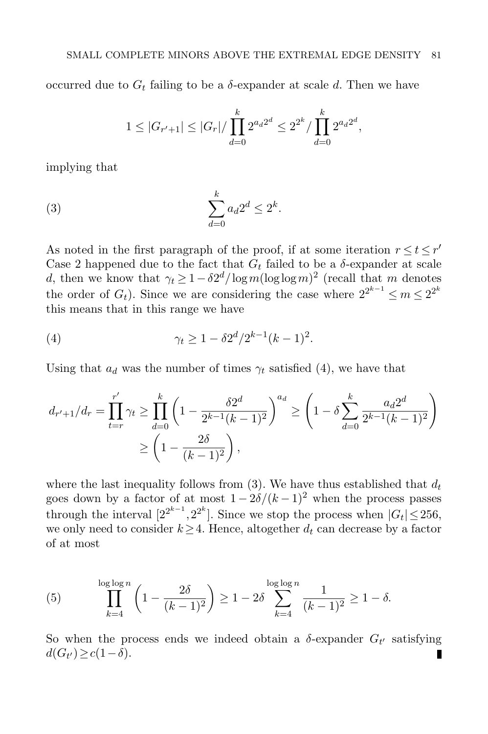occurred due to $G_t$ failing to be a $\delta$-expander at scale $d$. Then we have

$$1 \leq |G_{r'+1}| \leq |G_r| / \prod_{d=0}^{k} 2^{a_d 2^d} \leq 2^{2^k} / \prod_{d=0}^{k} 2^{a_d 2^d},$$

implying that

$$\sum_{d=0}^{k} a_d 2^d \leq 2^k. \tag{3}$$

As noted in the first paragraph of the proof, if at some iteration $r \leq t \leq r'$ Case 2 happened due to the fact that $G_t$ failed to be a $\delta$-expander at scale $d$, then we know that $\gamma_t \geq 1 - \delta 2^d / \log m (\log \log m)^2$ (recall that $m$ denotes the order of $G_t$). Since we are considering the case where $2^{2^{k-1}} \leq m \leq 2^{2^k}$ this means that in this range we have

$$\gamma_t \geq 1 - \delta 2^d / 2^{k-1}(k-1)^2. \tag{4}$$

Using that $a_d$ was the number of times $\gamma_t$ satisfied (4), we have that

$$\begin{aligned} d_{r'+1}/d_r = \prod_{t=r}^{r'} \gamma_t \geq \prod_{d=0}^{k} \left(1 - \frac{\delta 2^d}{2^{k-1}(k-1)^2}\right)^{a_d} &\geq \left(1 - \delta \sum_{d=0}^{k} \frac{a_d 2^d}{2^{k-1}(k-1)^2}\right) \\ &\geq \left(1 - \frac{2\delta}{(k-1)^2}\right), \end{aligned}$$

where the last inequality follows from (3). We have thus established that $d_t$ goes down by a factor of at most $1 - 2\delta/(k-1)^2$ when the process passes through the interval $[2^{2^{k-1}}, 2^{2^k}]$. Since we stop the process when $|G_t| \leq 256$, we only need to consider $k \geq 4$. Hence, altogether $d_t$ can decrease by a factor of at most

$$\prod_{k=4}^{\log \log n} \left(1 - \frac{2\delta}{(k-1)^2}\right) \geq 1 - 2\delta \sum_{k=4}^{\log \log n} \frac{1}{(k-1)^2} \geq 1 - \delta. \tag{5}$$

So when the process ends we indeed obtain a $\delta$-expander $G_{t'}$ satisfying $d(G_{t'}) \geq c(1-\delta)$. ∎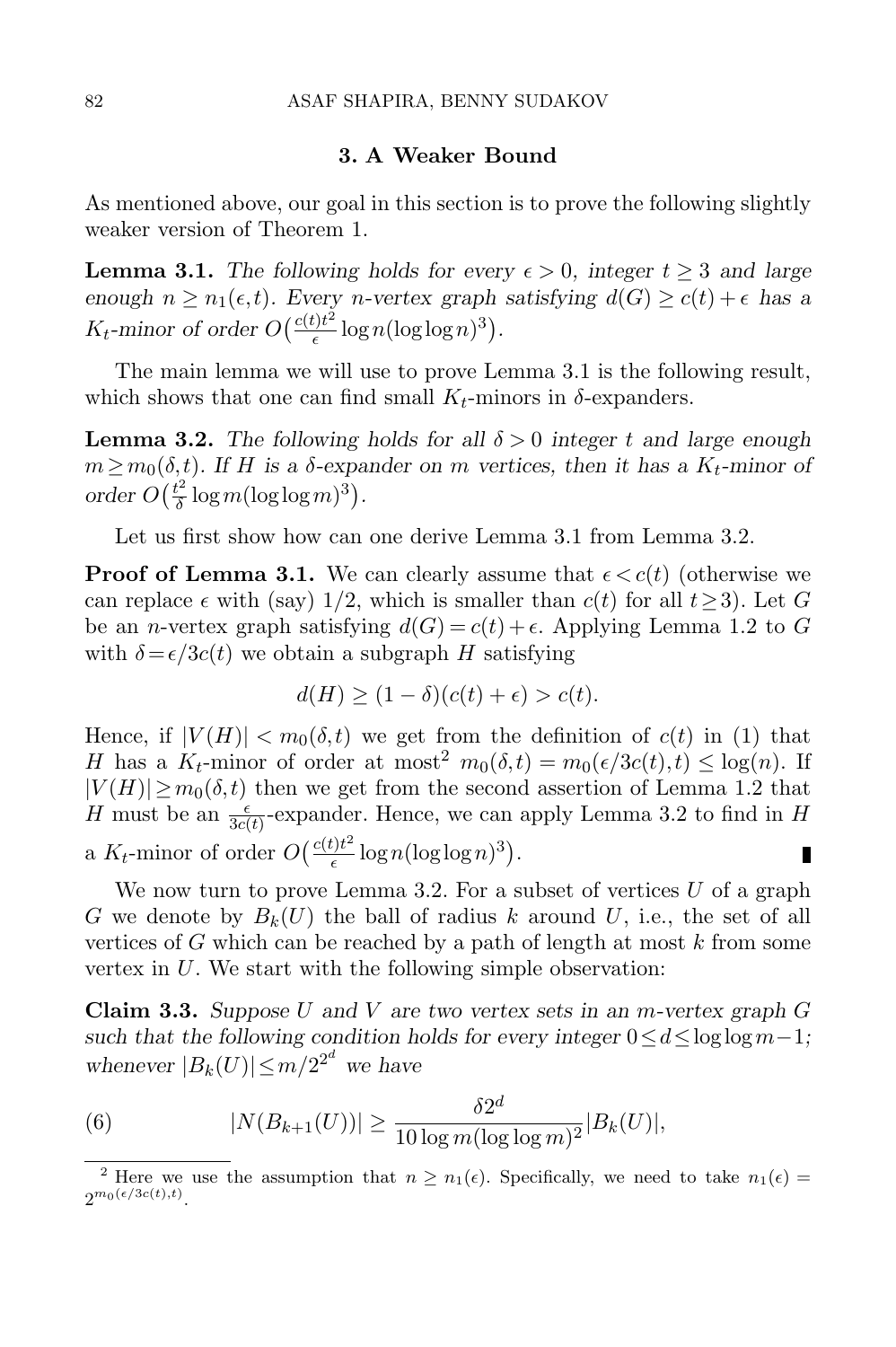## 3. A Weaker Bound

As mentioned above, our goal in this section is to prove the following slightly weaker version of Theorem 1.

**Lemma 3.1.** *The following holds for every $\epsilon > 0$, integer $t \geq 3$ and large enough $n \geq n_1(\epsilon, t)$. Every $n$-vertex graph satisfying $d(G) \geq c(t) + \epsilon$ has a $K_t$-minor of order $O\big(\frac{c(t)t^2}{\epsilon} \log n (\log\log n)^3\big)$.*

The main lemma we will use to prove Lemma 3.1 is the following result, which shows that one can find small $K_t$-minors in $\delta$-expanders.

**Lemma 3.2.** *The following holds for all $\delta > 0$ integer $t$ and large enough $m \geq m_0(\delta, t)$. If $H$ is a $\delta$-expander on $m$ vertices, then it has a $K_t$-minor of order $O\big(\frac{t^2}{\delta} \log m (\log\log m)^3\big)$.*

Let us first show how can one derive Lemma 3.1 from Lemma 3.2.

**Proof of Lemma 3.1.** We can clearly assume that $\epsilon < c(t)$ (otherwise we can replace $\epsilon$ with (say) $1/2$, which is smaller than $c(t)$ for all $t \geq 3$). Let $G$ be an $n$-vertex graph satisfying $d(G) = c(t) + \epsilon$. Applying Lemma 1.2 to $G$ with $\delta = \epsilon/3c(t)$ we obtain a subgraph $H$ satisfying

$$d(H) \geq (1-\delta)(c(t) + \epsilon) > c(t).$$

Hence, if $|V(H)| < m_0(\delta, t)$ we get from the definition of $c(t)$ in (1) that $H$ has a $K_t$-minor of order at most[2] $m_0(\delta, t) = m_0(\epsilon/3c(t), t) \leq \log(n)$. If $|V(H)| \geq m_0(\delta, t)$ then we get from the second assertion of Lemma 1.2 that $H$ must be an $\frac{\epsilon}{3c(t)}$-expander. Hence, we can apply Lemma 3.2 to find in $H$ a $K_t$-minor of order $O\big(\frac{c(t)t^2}{\epsilon} \log n (\log\log n)^3\big)$. ∎

We now turn to prove Lemma 3.2. For a subset of vertices $U$ of a graph $G$ we denote by $B_k(U)$ the ball of radius $k$ around $U$, i.e., the set of all vertices of $G$ which can be reached by a path of length at most $k$ from some vertex in $U$. We start with the following simple observation:

**Claim 3.3.** *Suppose $U$ and $V$ are two vertex sets in an $m$-vertex graph $G$ such that the following condition holds for every integer $0 \leq d \leq \log\log m - 1$; whenever $|B_k(U)| \leq m/2^{2^d}$ we have*

$$|N(B_{k+1}(U))| \geq \frac{\delta 2^d}{10 \log m (\log\log m)^2} |B_k(U)|, \tag{6}$$

[2] Here we use the assumption that $n \geq n_1(\epsilon)$. Specifically, we need to take $n_1(\epsilon) = 2^{m_0(\epsilon/3c(t), t)}$.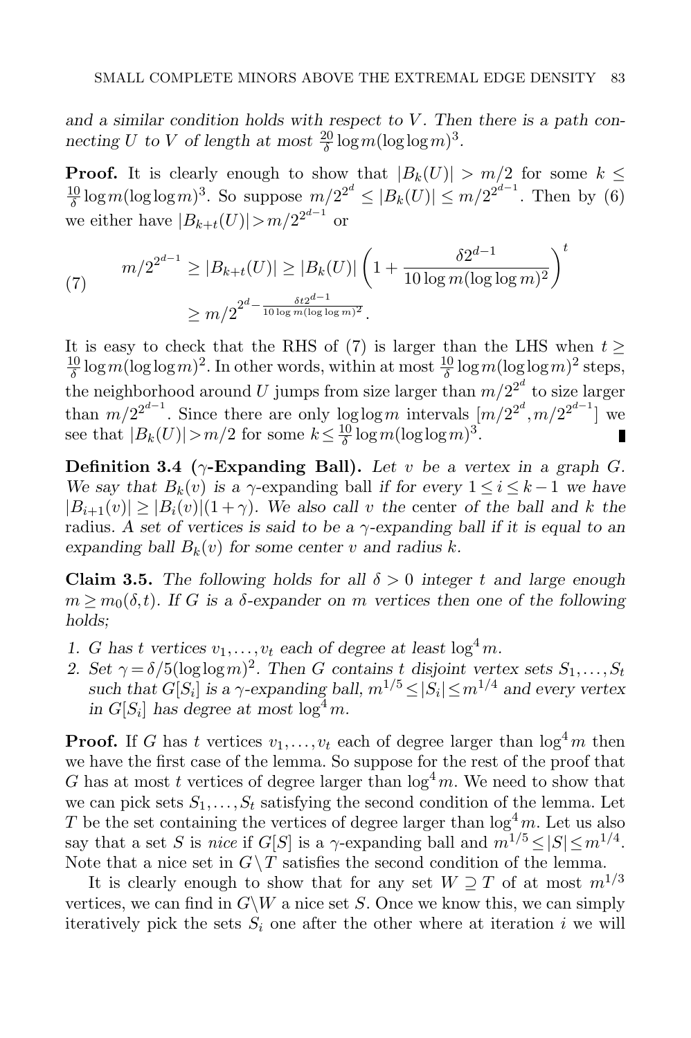*and a similar condition holds with respect to $V$. Then there is a path connecting $U$ to $V$ of length at most $\frac{20}{\delta}\log m(\log\log m)^3$.*

**Proof.** It is clearly enough to show that $|B_k(U)| > m/2$ for some $k \leq \frac{10}{\delta}\log m(\log\log m)^3$. So suppose $m/2^{2^d} \leq |B_k(U)| \leq m/2^{2^{d-1}}$. Then by (6) we either have $|B_{k+t}(U)| > m/2^{2^{d-1}}$ or

$$
(7) \qquad \begin{aligned} m/2^{2^{d-1}} \geq |B_{k+t}(U)| &\geq |B_k(U)| \left(1 + \frac{\delta 2^{d-1}}{10\log m(\log\log m)^2}\right)^t \\ &\geq m/2^{2^d - \frac{\delta t 2^{d-1}}{10\log m(\log\log m)^2}}. \end{aligned}
$$

It is easy to check that the RHS of (7) is larger than the LHS when $t \geq \frac{10}{\delta}\log m(\log\log m)^2$. In other words, within at most $\frac{10}{\delta}\log m(\log\log m)^2$ steps, the neighborhood around $U$ jumps from size larger than $m/2^{2^d}$ to size larger than $m/2^{2^{d-1}}$. Since there are only $\log\log m$ intervals $[m/2^{2^d}, m/2^{2^{d-1}}]$ we see that $|B_k(U)| > m/2$ for some $k \leq \frac{10}{\delta}\log m(\log\log m)^3$. ∎

**Definition 3.4 ($\gamma$-Expanding Ball).** *Let $v$ be a vertex in a graph $G$. We say that $B_k(v)$ is a $\gamma$-expanding ball if for every $1 \leq i \leq k-1$ we have $|B_{i+1}(v)| \geq |B_i(v)|(1+\gamma)$. We also call $v$ the* center *of the ball and $k$ the* radius. *A set of vertices is said to be a $\gamma$-expanding ball if it is equal to an expanding ball $B_k(v)$ for some center $v$ and radius $k$.*

**Claim 3.5.** *The following holds for all $\delta > 0$ integer $t$ and large enough $m \geq m_0(\delta, t)$. If $G$ is a $\delta$-expander on $m$ vertices then one of the following holds;*

1. *$G$ has $t$ vertices $v_1, \ldots, v_t$ each of degree at least $\log^4 m$.*
2. *Set $\gamma = \delta/5(\log\log m)^2$. Then $G$ contains $t$ disjoint vertex sets $S_1, \ldots, S_t$ such that $G[S_i]$ is a $\gamma$-expanding ball, $m^{1/5} \leq |S_i| \leq m^{1/4}$ and every vertex in $G[S_i]$ has degree at most $\log^4 m$.*

**Proof.** If $G$ has $t$ vertices $v_1, \ldots, v_t$ each of degree larger than $\log^4 m$ then we have the first case of the lemma. So suppose for the rest of the proof that $G$ has at most $t$ vertices of degree larger than $\log^4 m$. We need to show that we can pick sets $S_1, \ldots, S_t$ satisfying the second condition of the lemma. Let $T$ be the set containing the vertices of degree larger than $\log^4 m$. Let us also say that a set $S$ is *nice* if $G[S]$ is a $\gamma$-expanding ball and $m^{1/5} \leq |S| \leq m^{1/4}$. Note that a nice set in $G \setminus T$ satisfies the second condition of the lemma.

It is clearly enough to show that for any set $W \supseteq T$ of at most $m^{1/3}$ vertices, we can find in $G \backslash W$ a nice set $S$. Once we know this, we can simply iteratively pick the sets $S_i$ one after the other where at iteration $i$ we will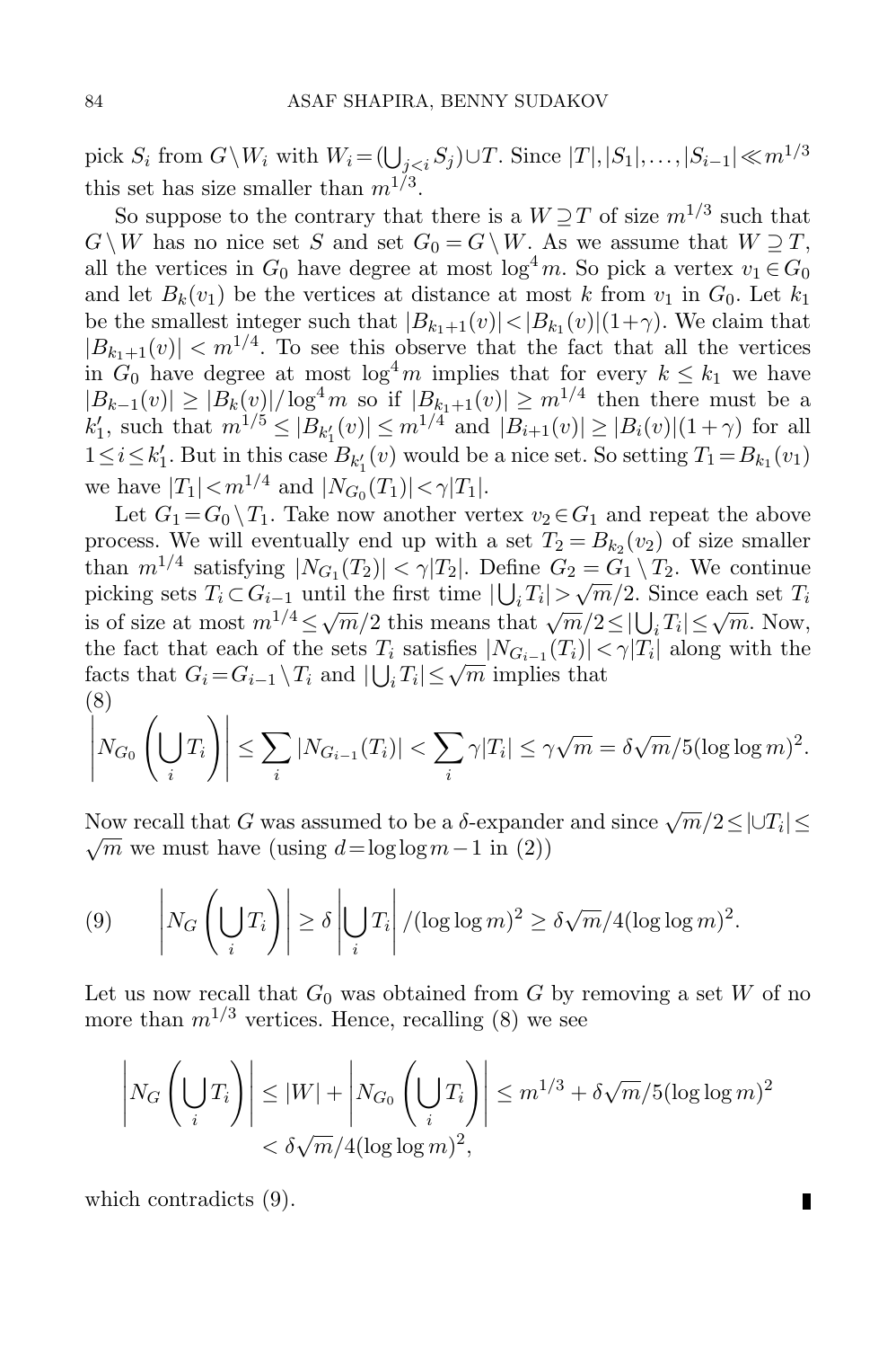pick $S_i$ from $G \setminus W_i$ with $W_i = (\bigcup_{j<i} S_j) \cup T$. Since $|T|, |S_1|, \ldots, |S_{i-1}| \ll m^{1/3}$ this set has size smaller than $m^{1/3}$.

So suppose to the contrary that there is a $W \supseteq T$ of size $m^{1/3}$ such that $G \setminus W$ has no nice set $S$ and set $G_0 = G \setminus W$. As we assume that $W \supseteq T$, all the vertices in $G_0$ have degree at most $\log^4 m$. So pick a vertex $v_1 \in G_0$ and let $B_k(v_1)$ be the vertices at distance at most $k$ from $v_1$ in $G_0$. Let $k_1$ be the smallest integer such that $|B_{k_1+1}(v)| < |B_{k_1}(v)|(1+\gamma)$. We claim that $|B_{k_1+1}(v)| < m^{1/4}$. To see this observe that the fact that all the vertices in $G_0$ have degree at most $\log^4 m$ implies that for every $k \leq k_1$ we have $|B_{k-1}(v)| \geq |B_k(v)|/\log^4 m$ so if $|B_{k_1+1}(v)| \geq m^{1/4}$ then there must be a $k_1'$, such that $m^{1/5} \leq |B_{k_1'}(v)| \leq m^{1/4}$ and $|B_{i+1}(v)| \geq |B_i(v)|(1+\gamma)$ for all $1 \leq i \leq k_1'$. But in this case $B_{k_1'}(v)$ would be a nice set. So setting $T_1 = B_{k_1}(v_1)$ we have $|T_1| < m^{1/4}$ and $|N_{G_0}(T_1)| < \gamma |T_1|$.

Let $G_1 = G_0 \setminus T_1$. Take now another vertex $v_2 \in G_1$ and repeat the above process. We will eventually end up with a set $T_2 = B_{k_2}(v_2)$ of size smaller than $m^{1/4}$ satisfying $|N_{G_1}(T_2)| < \gamma |T_2|$. Define $G_2 = G_1 \setminus T_2$. We continue picking sets $T_i \subset G_{i-1}$ until the first time $|\bigcup_i T_i| > \sqrt{m}/2$. Since each set $T_i$ is of size at most $m^{1/4} \leq \sqrt{m}/2$ this means that $\sqrt{m}/2 \leq |\bigcup_i T_i| \leq \sqrt{m}$. Now, the fact that each of the sets $T_i$ satisfies $|N_{G_{i-1}}(T_i)| < \gamma |T_i|$ along with the facts that $G_i = G_{i-1} \setminus T_i$ and $|\bigcup_i T_i| \leq \sqrt{m}$ implies that

$$
(8) \quad \left| N_{G_0}\left(\bigcup_i T_i\right) \right| \leq \sum_i |N_{G_{i-1}}(T_i)| < \sum_i \gamma |T_i| \leq \gamma \sqrt{m} = \delta \sqrt{m}/5(\log \log m)^2.
$$

Now recall that $G$ was assumed to be a $\delta$-expander and since $\sqrt{m}/2 \leq |\cup T_i| \leq \sqrt{m}$ we must have (using $d = \log \log m - 1$ in (2))

$$
(9) \qquad \left| N_G\left(\bigcup_i T_i\right) \right| \geq \delta \left| \bigcup_i T_i \right| / (\log \log m)^2 \geq \delta \sqrt{m}/4(\log \log m)^2.
$$

Let us now recall that $G_0$ was obtained from $G$ by removing a set $W$ of no more than $m^{1/3}$ vertices. Hence, recalling (8) we see

$$
\begin{aligned}
\left| N_G\left(\bigcup_i T_i\right) \right| &\leq |W| + \left| N_{G_0}\left(\bigcup_i T_i\right) \right| \leq m^{1/3} + \delta \sqrt{m}/5(\log \log m)^2 \\
&< \delta \sqrt{m}/4(\log \log m)^2,
\end{aligned}
$$

which contradicts (9). ∎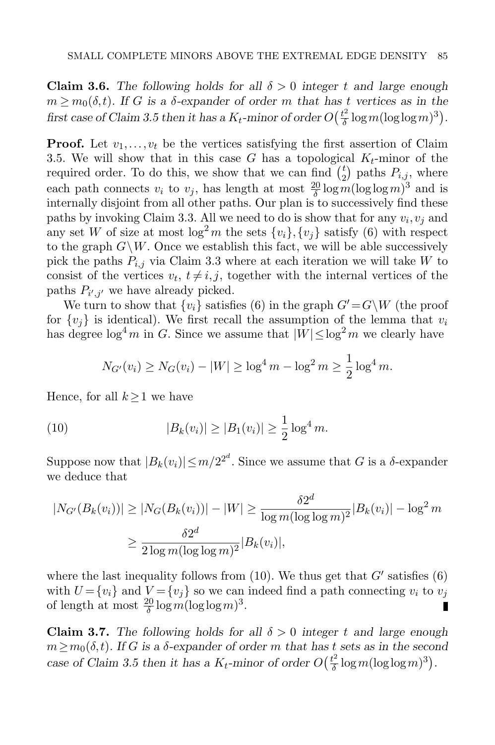**Claim 3.6.** *The following holds for all $\delta > 0$ integer $t$ and large enough $m \geq m_0(\delta, t)$. If $G$ is a $\delta$-expander of order $m$ that has $t$ vertices as in the first case of Claim 3.5 then it has a $K_t$-minor of order $O\big(\frac{t^2}{\delta}\log m(\log\log m)^3\big)$.*

**Proof.** Let $v_1, \ldots, v_t$ be the vertices satisfying the first assertion of Claim 3.5. We will show that in this case $G$ has a topological $K_t$-minor of the required order. To do this, we show that we can find $\binom{t}{2}$ paths $P_{i,j}$, where each path connects $v_i$ to $v_j$, has length at most $\frac{20}{\delta}\log m(\log\log m)^3$ and is internally disjoint from all other paths. Our plan is to successively find these paths by invoking Claim 3.3. All we need to do is show that for any $v_i, v_j$ and any set $W$ of size at most $\log^2 m$ the sets $\{v_i\}, \{v_j\}$ satisfy (6) with respect to the graph $G \setminus W$. Once we establish this fact, we will be able successively pick the paths $P_{i,j}$ via Claim 3.3 where at each iteration we will take $W$ to consist of the vertices $v_t$, $t \neq i, j$, together with the internal vertices of the paths $P_{i',j'}$ we have already picked.

We turn to show that $\{v_i\}$ satisfies (6) in the graph $G' = G \setminus W$ (the proof for $\{v_j\}$ is identical). We first recall the assumption of the lemma that $v_i$ has degree $\log^4 m$ in $G$. Since we assume that $|W| \leq \log^2 m$ we clearly have

$$N_{G'}(v_i) \geq N_G(v_i) - |W| \geq \log^4 m - \log^2 m \geq \frac{1}{2}\log^4 m.$$

Hence, for all $k \geq 1$ we have

$$|B_k(v_i)| \geq |B_1(v_i)| \geq \frac{1}{2}\log^4 m. \tag{10}$$

Suppose now that $|B_k(v_i)| \leq m/2^{2^d}$. Since we assume that $G$ is a $\delta$-expander we deduce that

$$\begin{aligned}
|N_{G'}(B_k(v_i))| \geq |N_G(B_k(v_i))| - |W| &\geq \frac{\delta 2^d}{\log m(\log\log m)^2}|B_k(v_i)| - \log^2 m \\
&\geq \frac{\delta 2^d}{2\log m(\log\log m)^2}|B_k(v_i)|,
\end{aligned}$$

where the last inequality follows from (10). We thus get that $G'$ satisfies (6) with $U = \{v_i\}$ and $V = \{v_j\}$ so we can indeed find a path connecting $v_i$ to $v_j$ of length at most $\frac{20}{\delta}\log m(\log\log m)^3$. ∎

**Claim 3.7.** *The following holds for all $\delta > 0$ integer $t$ and large enough $m \geq m_0(\delta, t)$. If $G$ is a $\delta$-expander of order $m$ that has $t$ sets as in the second case of Claim 3.5 then it has a $K_t$-minor of order $O\big(\frac{t^2}{\delta}\log m(\log\log m)^3\big)$.*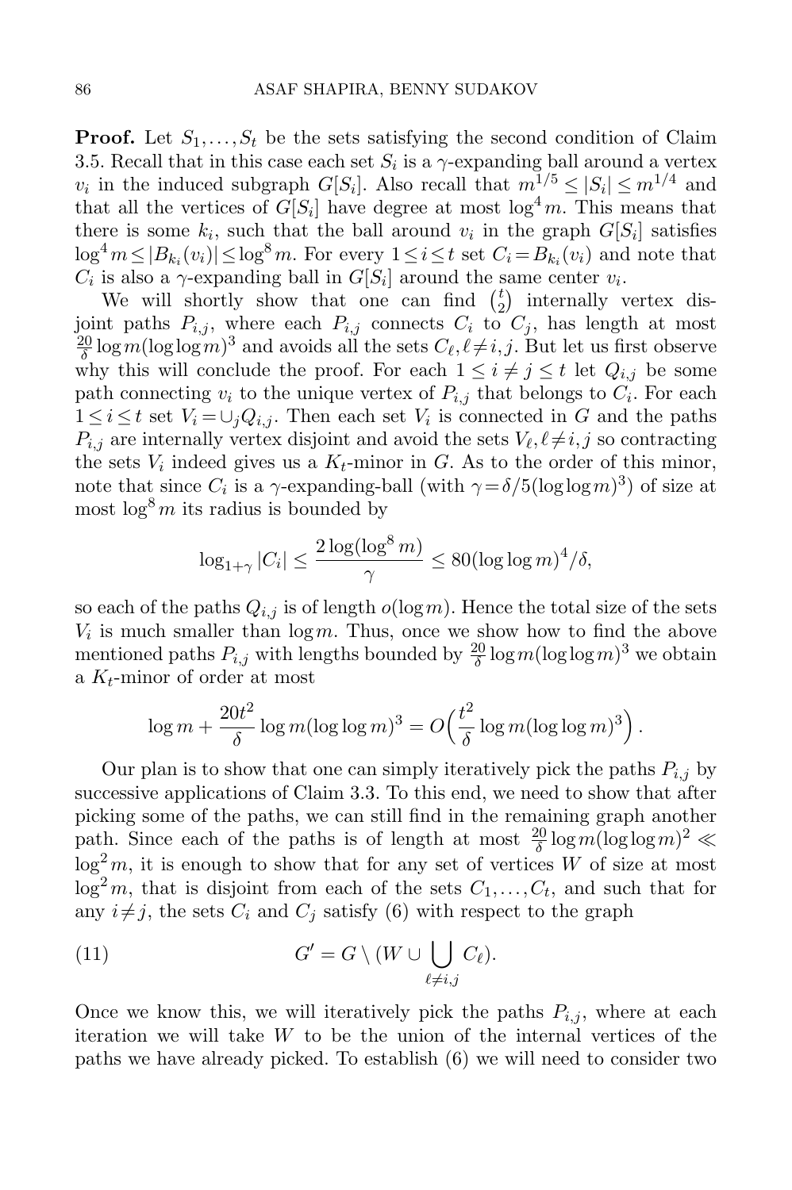**Proof.** Let $S_1,\dots,S_t$ be the sets satisfying the second condition of Claim 3.5. Recall that in this case each set $S_i$ is a $\gamma$-expanding ball around a vertex $v_i$ in the induced subgraph $G[S_i]$. Also recall that $m^{1/5} \le |S_i| \le m^{1/4}$ and that all the vertices of $G[S_i]$ have degree at most $\log^4 m$. This means that there is some $k_i$, such that the ball around $v_i$ in the graph $G[S_i]$ satisfies $\log^4 m \le |B_{k_i}(v_i)| \le \log^8 m$. For every $1 \le i \le t$ set $C_i = B_{k_i}(v_i)$ and note that $C_i$ is also a $\gamma$-expanding ball in $G[S_i]$ around the same center $v_i$.

We will shortly show that one can find $\binom{t}{2}$ internally vertex disjoint paths $P_{i,j}$, where each $P_{i,j}$ connects $C_i$ to $C_j$, has length at most $\frac{20}{\delta}\log m(\log\log m)^3$ and avoids all the sets $C_\ell, \ell \ne i,j$. But let us first observe why this will conclude the proof. For each $1 \le i \ne j \le t$ let $Q_{i,j}$ be some path connecting $v_i$ to the unique vertex of $P_{i,j}$ that belongs to $C_i$. For each $1 \le i \le t$ set $V_i = \cup_j Q_{i,j}$. Then each set $V_i$ is connected in $G$ and the paths $P_{i,j}$ are internally vertex disjoint and avoid the sets $V_\ell, \ell \ne i,j$ so contracting the sets $V_i$ indeed gives us a $K_t$-minor in $G$. As to the order of this minor, note that since $C_i$ is a $\gamma$-expanding-ball (with $\gamma = \delta/5(\log\log m)^3$) of size at most $\log^8 m$ its radius is bounded by

$$\log_{1+\gamma}|C_i| \le \frac{2\log(\log^8 m)}{\gamma} \le 80(\log\log m)^4/\delta,$$

so each of the paths $Q_{i,j}$ is of length $o(\log m)$. Hence the total size of the sets $V_i$ is much smaller than $\log m$. Thus, once we show how to find the above mentioned paths $P_{i,j}$ with lengths bounded by $\frac{20}{\delta}\log m(\log\log m)^3$ we obtain a $K_t$-minor of order at most

$$\log m + \frac{20t^2}{\delta}\log m(\log\log m)^3 = O\Big(\frac{t^2}{\delta}\log m(\log\log m)^3\Big).$$

Our plan is to show that one can simply iteratively pick the paths $P_{i,j}$ by successive applications of Claim 3.3. To this end, we need to show that after picking some of the paths, we can still find in the remaining graph another path. Since each of the paths is of length at most $\frac{20}{\delta}\log m(\log\log m)^2 \ll \log^2 m$, it is enough to show that for any set of vertices $W$ of size at most $\log^2 m$, that is disjoint from each of the sets $C_1,\dots,C_t$, and such that for any $i \ne j$, the sets $C_i$ and $C_j$ satisfy (6) with respect to the graph

$$G' = G \setminus (W \cup \bigcup_{\ell \ne i,j} C_\ell). \tag{11}$$

Once we know this, we will iteratively pick the paths $P_{i,j}$, where at each iteration we will take $W$ to be the union of the internal vertices of the paths we have already picked. To establish (6) we will need to consider two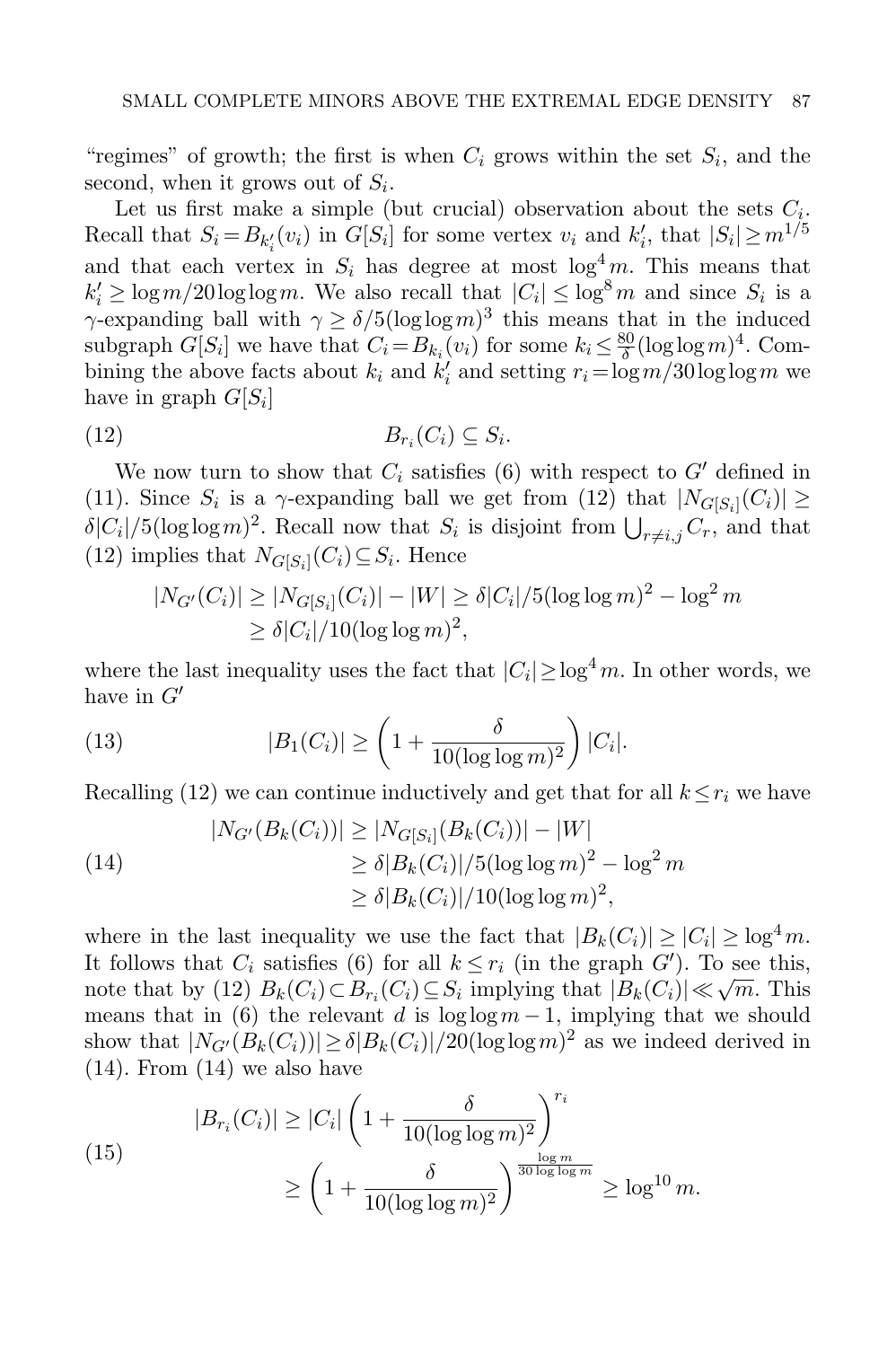"regimes" of growth; the first is when $C_i$ grows within the set $S_i$, and the second, when it grows out of $S_i$.

Let us first make a simple (but crucial) observation about the sets $C_i$. Recall that $S_i = B_{k_i'}(v_i)$ in $G[S_i]$ for some vertex $v_i$ and $k_i'$, that $|S_i| \geq m^{1/5}$ and that each vertex in $S_i$ has degree at most $\log^4 m$. This means that $k_i' \geq \log m / 20 \log\log m$. We also recall that $|C_i| \leq \log^8 m$ and since $S_i$ is a $\gamma$-expanding ball with $\gamma \geq \delta/5(\log\log m)^3$ this means that in the induced subgraph $G[S_i]$ we have that $C_i = B_{k_i}(v_i)$ for some $k_i \leq \frac{80}{\delta}(\log\log m)^4$. Combining the above facts about $k_i$ and $k_i'$ and setting $r_i = \log m / 30 \log\log m$ we have in graph $G[S_i]$

$$B_{r_i}(C_i) \subseteq S_i. \tag{12}$$

We now turn to show that $C_i$ satisfies (6) with respect to $G'$ defined in (11). Since $S_i$ is a $\gamma$-expanding ball we get from (12) that $|N_{G[S_i]}(C_i)| \geq \delta|C_i|/5(\log\log m)^2$. Recall now that $S_i$ is disjoint from $\bigcup_{r \neq i,j} C_r$, and that (12) implies that $N_{G[S_i]}(C_i) \subseteq S_i$. Hence

$$\begin{aligned} |N_{G'}(C_i)| &\geq |N_{G[S_i]}(C_i)| - |W| \geq \delta|C_i|/5(\log\log m)^2 - \log^2 m \\ &\geq \delta|C_i|/10(\log\log m)^2, \end{aligned}$$

where the last inequality uses the fact that $|C_i| \geq \log^4 m$. In other words, we have in $G'$

$$|B_1(C_i)| \geq \left(1 + \frac{\delta}{10(\log\log m)^2}\right)|C_i|. \tag{13}$$

Recalling (12) we can continue inductively and get that for all $k \leq r_i$ we have

$$\begin{aligned} |N_{G'}(B_k(C_i))| &\geq |N_{G[S_i]}(B_k(C_i))| - |W| \\ &\geq \delta|B_k(C_i)|/5(\log\log m)^2 - \log^2 m \\ &\geq \delta|B_k(C_i)|/10(\log\log m)^2, \end{aligned} \tag{14}$$

where in the last inequality we use the fact that $|B_k(C_i)| \geq |C_i| \geq \log^4 m$. It follows that $C_i$ satisfies (6) for all $k \leq r_i$ (in the graph $G'$). To see this, note that by (12) $B_k(C_i) \subset B_{r_i}(C_i) \subseteq S_i$ implying that $|B_k(C_i)| \ll \sqrt{m}$. This means that in (6) the relevant $d$ is $\log\log m - 1$, implying that we should show that $|N_{G'}(B_k(C_i))| \geq \delta|B_k(C_i)|/20(\log\log m)^2$ as we indeed derived in (14). From (14) we also have

$$\begin{aligned} |B_{r_i}(C_i)| &\geq |C_i|\left(1 + \frac{\delta}{10(\log\log m)^2}\right)^{r_i} \\ &\geq \left(1 + \frac{\delta}{10(\log\log m)^2}\right)^{\frac{\log m}{30\log\log m}} \geq \log^{10} m. \end{aligned} \tag{15}$$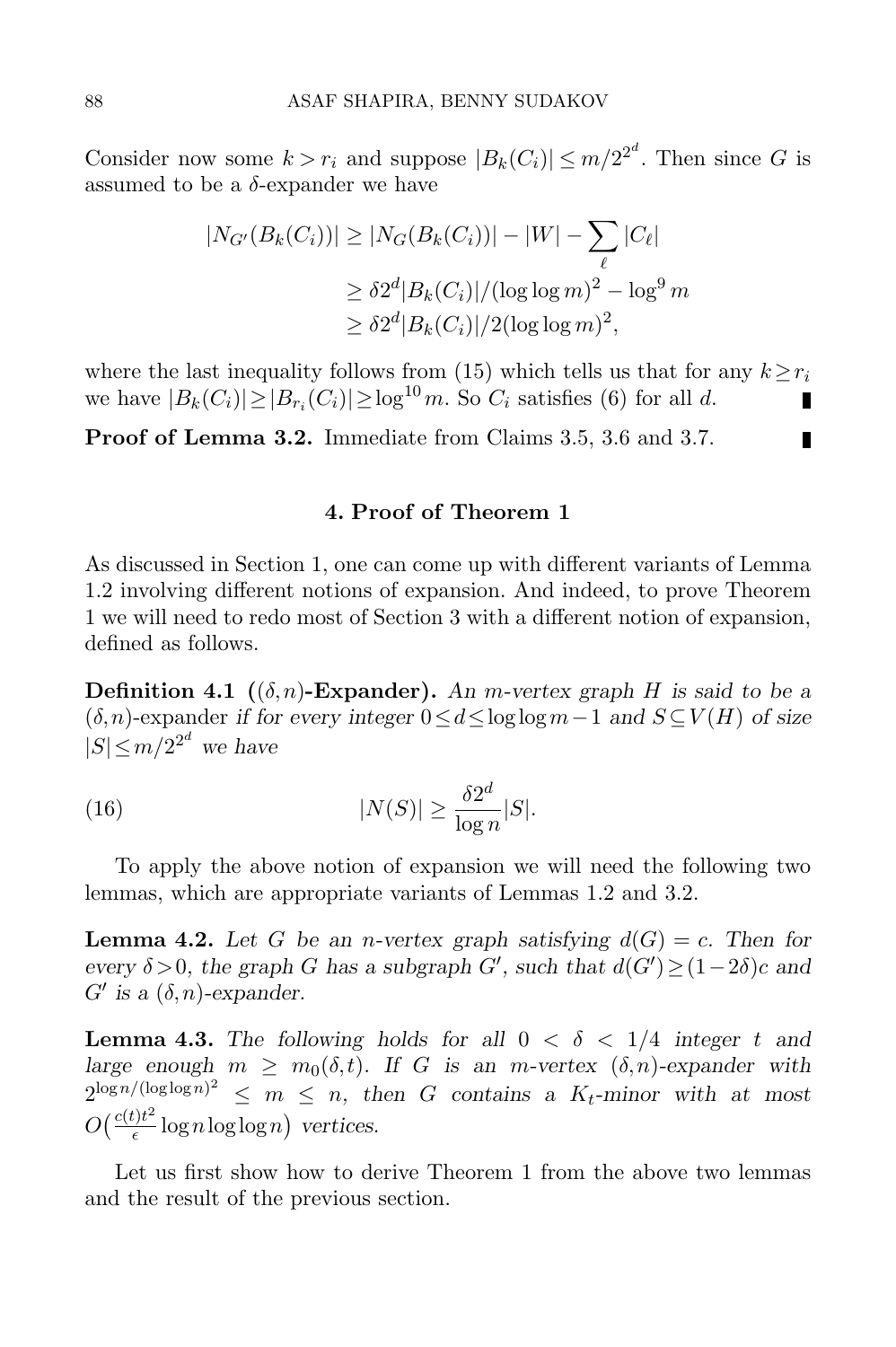Consider now some $k > r_i$ and suppose $|B_k(C_i)| \le m/2^{2^d}$. Then since $G$ is assumed to be a $\delta$-expander we have

$$
\begin{aligned}
|N_{G'}(B_k(C_i))| &\ge |N_G(B_k(C_i))| - |W| - \sum_\ell |C_\ell| \\
&\ge \delta 2^d |B_k(C_i)|/(\log\log m)^2 - \log^9 m \\
&\ge \delta 2^d |B_k(C_i)|/2(\log\log m)^2,
\end{aligned}
$$

where the last inequality follows from (15) which tells us that for any $k \ge r_i$ we have $|B_k(C_i)| \ge |B_{r_i}(C_i)| \ge \log^{10} m$. So $C_i$ satisfies (6) for all $d$. ∎

**Proof of Lemma 3.2.** Immediate from Claims 3.5, 3.6 and 3.7. ∎

## 4. Proof of Theorem 1

As discussed in Section 1, one can come up with different variants of Lemma 1.2 involving different notions of expansion. And indeed, to prove Theorem 1 we will need to redo most of Section 3 with a different notion of expansion, defined as follows.

**Definition 4.1** (**$(\delta, n)$-Expander**)**.** *An $m$-vertex graph $H$ is said to be a* $(\delta, n)$-expander *if for every integer $0 \le d \le \log\log m - 1$ and $S \subseteq V(H)$ of size $|S| \le m/2^{2^d}$ we have*

$$
|N(S)| \ge \frac{\delta 2^d}{\log n} |S|. \tag{16}
$$

To apply the above notion of expansion we will need the following two lemmas, which are appropriate variants of Lemmas 1.2 and 3.2.

**Lemma 4.2.** *Let $G$ be an $n$-vertex graph satisfying $d(G) = c$. Then for every $\delta > 0$, the graph $G$ has a subgraph $G'$, such that $d(G') \ge (1-2\delta)c$ and $G'$ is a $(\delta, n)$-expander.*

**Lemma 4.3.** *The following holds for all $0 < \delta < 1/4$ integer $t$ and large enough $m \ge m_0(\delta, t)$. If $G$ is an $m$-vertex $(\delta, n)$-expander with $2^{\log n/(\log\log n)^2} \le m \le n$, then $G$ contains a $K_t$-minor with at most $O\big(\frac{c(t)t^2}{\epsilon} \log n \log\log n\big)$ vertices.*

Let us first show how to derive Theorem 1 from the above two lemmas and the result of the previous section.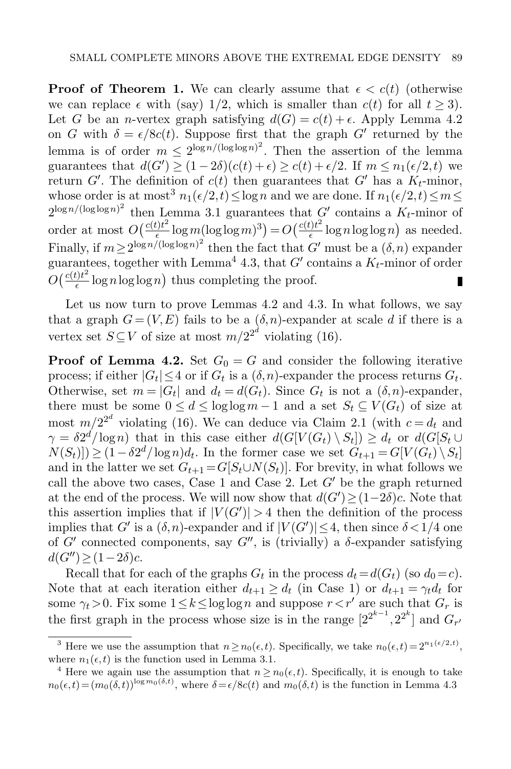**Proof of Theorem 1.** We can clearly assume that $\epsilon < c(t)$ (otherwise we can replace $\epsilon$ with (say) 1/2, which is smaller than $c(t)$ for all $t \geq 3$). Let $G$ be an $n$-vertex graph satisfying $d(G) = c(t) + \epsilon$. Apply Lemma 4.2 on $G$ with $\delta = \epsilon/8c(t)$. Suppose first that the graph $G'$ returned by the lemma is of order $m \leq 2^{\log n/(\log\log n)^2}$. Then the assertion of the lemma guarantees that $d(G') \geq (1-2\delta)(c(t)+\epsilon) \geq c(t)+\epsilon/2$. If $m \leq n_1(\epsilon/2,t)$ we return $G'$. The definition of $c(t)$ then guarantees that $G'$ has a $K_t$-minor, whose order is at most[3] $n_1(\epsilon/2,t) \leq \log n$ and we are done. If $n_1(\epsilon/2,t) \leq m \leq 2^{\log n/(\log\log n)^2}$ then Lemma 3.1 guarantees that $G'$ contains a $K_t$-minor of order at most $O\big(\frac{c(t)t^2}{\epsilon}\log m(\log\log m)^3\big) = O\big(\frac{c(t)t^2}{\epsilon}\log n \log\log n\big)$ as needed. Finally, if $m \geq 2^{\log n/(\log\log n)^2}$ then the fact that $G'$ must be a $(\delta,n)$ expander guarantees, together with Lemma[4] 4.3, that $G'$ contains a $K_t$-minor of order $O\big(\frac{c(t)t^2}{\epsilon}\log n \log\log n\big)$ thus completing the proof. ∎

Let us now turn to prove Lemmas 4.2 and 4.3. In what follows, we say that a graph $G=(V,E)$ fails to be a $(\delta,n)$-expander at scale $d$ if there is a vertex set $S \subseteq V$ of size at most $m/2^{2^d}$ violating (16).

**Proof of Lemma 4.2.** Set $G_0 = G$ and consider the following iterative process; if either $|G_t| \leq 4$ or if $G_t$ is a $(\delta,n)$-expander the process returns $G_t$. Otherwise, set $m = |G_t|$ and $d_t = d(G_t)$. Since $G_t$ is not a $(\delta,n)$-expander, there must be some $0 \leq d \leq \log\log m - 1$ and a set $S_t \subseteq V(G_t)$ of size at most $m/2^{2^d}$ violating (16). We can deduce via Claim 2.1 (with $c = d_t$ and $\gamma = \delta 2^d/\log n$) that in this case either $d(G[V(G_t)\setminus S_t]) \geq d_t$ or $d(G[S_t \cup N(S_t)]) \geq (1-\delta 2^d/\log n)d_t$. In the former case we set $G_{t+1} = G[V(G_t)\setminus S_t]$ and in the latter we set $G_{t+1} = G[S_t \cup N(S_t)]$. For brevity, in what follows we call the above two cases, Case 1 and Case 2. Let $G'$ be the graph returned at the end of the process. We will now show that $d(G') \geq (1-2\delta)c$. Note that this assertion implies that if $|V(G')| > 4$ then the definition of the process implies that $G'$ is a $(\delta,n)$-expander and if $|V(G')| \leq 4$, then since $\delta < 1/4$ one of $G'$ connected components, say $G''$, is (trivially) a $\delta$-expander satisfying $d(G'') \geq (1-2\delta)c$.

Recall that for each of the graphs $G_t$ in the process $d_t = d(G_t)$ (so $d_0 = c$). Note that at each iteration either $d_{t+1} \geq d_t$ (in Case 1) or $d_{t+1} = \gamma_t d_t$ for some $\gamma_t > 0$. Fix some $1 \leq k \leq \log\log n$ and suppose $r < r'$ are such that $G_r$ is the first graph in the process whose size is in the range $[2^{2^{k-1}}, 2^{2^k}]$ and $G_{r'}$

---

[3] Here we use the assumption that $n \geq n_0(\epsilon,t)$. Specifically, we take $n_0(\epsilon,t) = 2^{n_1(\epsilon/2,t)}$, where $n_1(\epsilon,t)$ is the function used in Lemma 3.1.

[4] Here we again use the assumption that $n \geq n_0(\epsilon,t)$. Specifically, it is enough to take $n_0(\epsilon,t) = (m_0(\delta,t))^{\log m_0(\delta,t)}$, where $\delta = \epsilon/8c(t)$ and $m_0(\delta,t)$ is the function in Lemma 4.3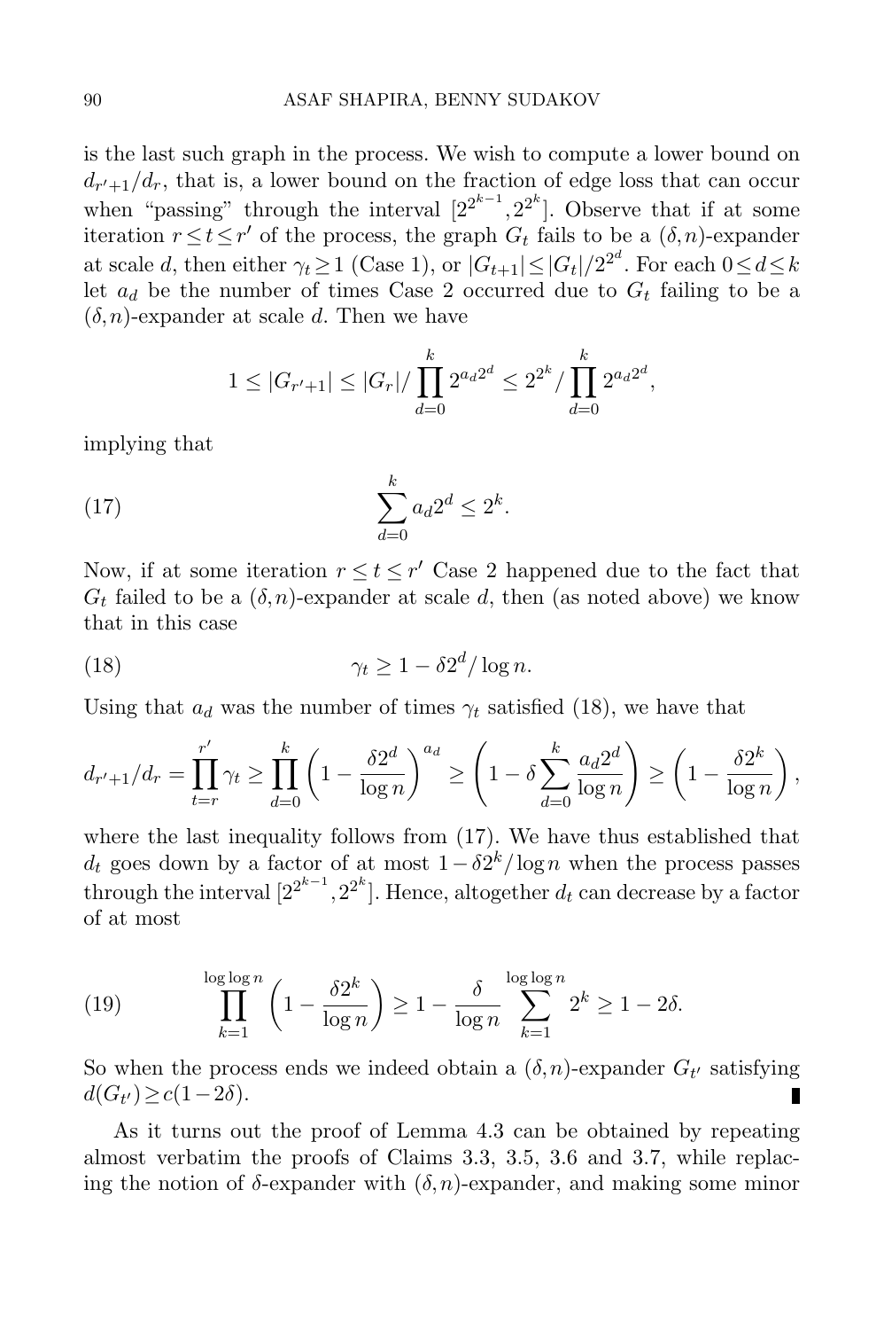is the last such graph in the process. We wish to compute a lower bound on $d_{r'+1}/d_r$, that is, a lower bound on the fraction of edge loss that can occur when "passing" through the interval $[2^{2^{k-1}}, 2^{2^k}]$. Observe that if at some iteration $r \le t \le r'$ of the process, the graph $G_t$ fails to be a $(\delta, n)$-expander at scale $d$, then either $\gamma_t \ge 1$ (Case 1), or $|G_{t+1}| \le |G_t|/2^{2^d}$. For each $0 \le d \le k$ let $a_d$ be the number of times Case 2 occurred due to $G_t$ failing to be a $(\delta, n)$-expander at scale $d$. Then we have

$$1 \le |G_{r'+1}| \le |G_r| / \prod_{d=0}^{k} 2^{a_d 2^d} \le 2^{2^k} / \prod_{d=0}^{k} 2^{a_d 2^d},$$

implying that

$$\sum_{d=0}^{k} a_d 2^d \le 2^k. \tag{17}$$

Now, if at some iteration $r \le t \le r'$ Case 2 happened due to the fact that $G_t$ failed to be a $(\delta, n)$-expander at scale $d$, then (as noted above) we know that in this case

$$\gamma_t \ge 1 - \delta 2^d / \log n. \tag{18}$$

Using that $a_d$ was the number of times $\gamma_t$ satisfied (18), we have that

$$d_{r'+1}/d_r = \prod_{t=r}^{r'} \gamma_t \ge \prod_{d=0}^{k} \left(1 - \frac{\delta 2^d}{\log n}\right)^{a_d} \ge \left(1 - \delta \sum_{d=0}^{k} \frac{a_d 2^d}{\log n}\right) \ge \left(1 - \frac{\delta 2^k}{\log n}\right),$$

where the last inequality follows from (17). We have thus established that $d_t$ goes down by a factor of at most $1 - \delta 2^k / \log n$ when the process passes through the interval $[2^{2^{k-1}}, 2^{2^k}]$. Hence, altogether $d_t$ can decrease by a factor of at most

$$\prod_{k=1}^{\log\log n} \left(1 - \frac{\delta 2^k}{\log n}\right) \ge 1 - \frac{\delta}{\log n} \sum_{k=1}^{\log\log n} 2^k \ge 1 - 2\delta. \tag{19}$$

So when the process ends we indeed obtain a $(\delta, n)$-expander $G_{t'}$ satisfying $d(G_{t'}) \ge c(1 - 2\delta)$. ∎

As it turns out the proof of Lemma 4.3 can be obtained by repeating almost verbatim the proofs of Claims 3.3, 3.5, 3.6 and 3.7, while replacing the notion of $\delta$-expander with $(\delta, n)$-expander, and making some minor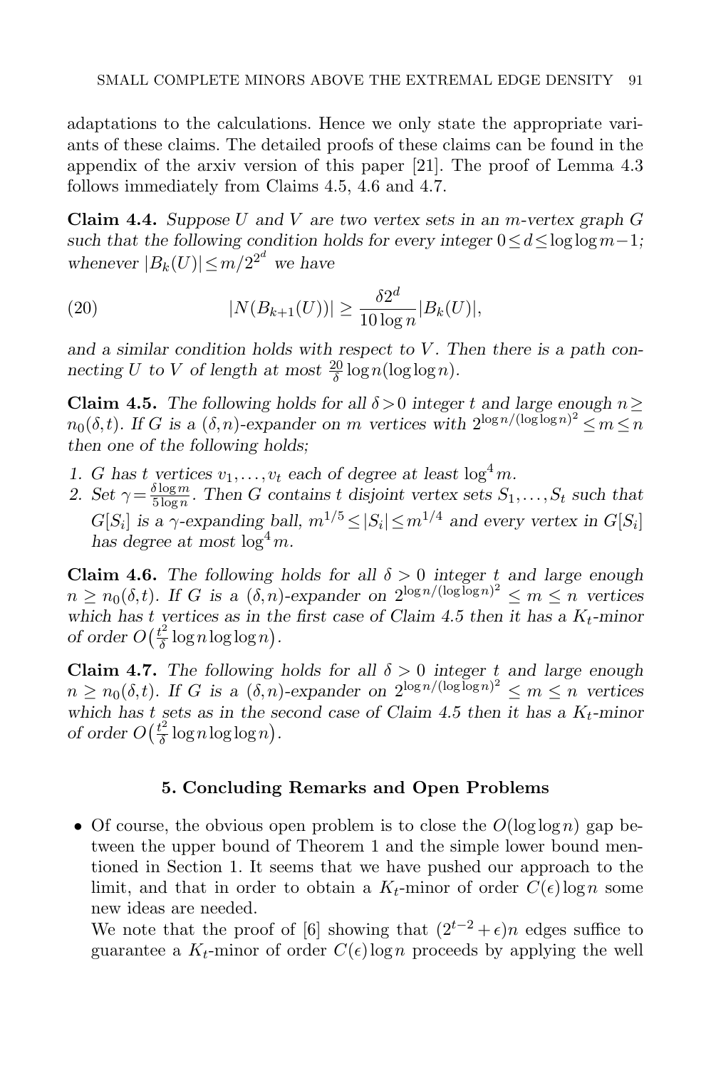adaptations to the calculations. Hence we only state the appropriate variants of these claims. The detailed proofs of these claims can be found in the appendix of the arxiv version of this paper [21]. The proof of Lemma 4.3 follows immediately from Claims 4.5, 4.6 and 4.7.

**Claim 4.4.** *Suppose $U$ and $V$ are two vertex sets in an $m$-vertex graph $G$ such that the following condition holds for every integer $0 \le d \le \log\log m - 1$; whenever $|B_k(U)| \le m/2^{2^d}$ we have*

$$|N(B_{k+1}(U))| \ge \frac{\delta 2^d}{10\log n}|B_k(U)|, \tag{20}$$

*and a similar condition holds with respect to $V$. Then there is a path connecting $U$ to $V$ of length at most $\frac{20}{\delta}\log n(\log\log n)$.*

**Claim 4.5.** *The following holds for all $\delta > 0$ integer $t$ and large enough $n \ge n_0(\delta,t)$. If $G$ is a $(\delta,n)$-expander on $m$ vertices with $2^{\log n/(\log\log n)^2} \le m \le n$ then one of the following holds;*

1. *$G$ has $t$ vertices $v_1,\dots,v_t$ each of degree at least $\log^4 m$.*
2. *Set $\gamma = \frac{\delta \log m}{5\log n}$. Then $G$ contains $t$ disjoint vertex sets $S_1,\dots,S_t$ such that $G[S_i]$ is a $\gamma$-expanding ball, $m^{1/5} \le |S_i| \le m^{1/4}$ and every vertex in $G[S_i]$ has degree at most $\log^4 m$.*

**Claim 4.6.** *The following holds for all $\delta > 0$ integer $t$ and large enough $n \ge n_0(\delta,t)$. If $G$ is a $(\delta,n)$-expander on $2^{\log n/(\log\log n)^2} \le m \le n$ vertices which has $t$ vertices as in the first case of Claim 4.5 then it has a $K_t$-minor of order $O\big(\frac{t^2}{\delta}\log n\log\log n\big)$.*

**Claim 4.7.** *The following holds for all $\delta > 0$ integer $t$ and large enough $n \ge n_0(\delta,t)$. If $G$ is a $(\delta,n)$-expander on $2^{\log n/(\log\log n)^2} \le m \le n$ vertices which has $t$ sets as in the second case of Claim 4.5 then it has a $K_t$-minor of order $O\big(\frac{t^2}{\delta}\log n\log\log n\big)$.*

## 5. Concluding Remarks and Open Problems

- Of course, the obvious open problem is to close the $O(\log\log n)$ gap between the upper bound of Theorem 1 and the simple lower bound mentioned in Section 1. It seems that we have pushed our approach to the limit, and that in order to obtain a $K_t$-minor of order $C(\epsilon)\log n$ some new ideas are needed.

  We note that the proof of [6] showing that $(2^{t-2}+\epsilon)n$ edges suffice to guarantee a $K_t$-minor of order $C(\epsilon)\log n$ proceeds by applying the well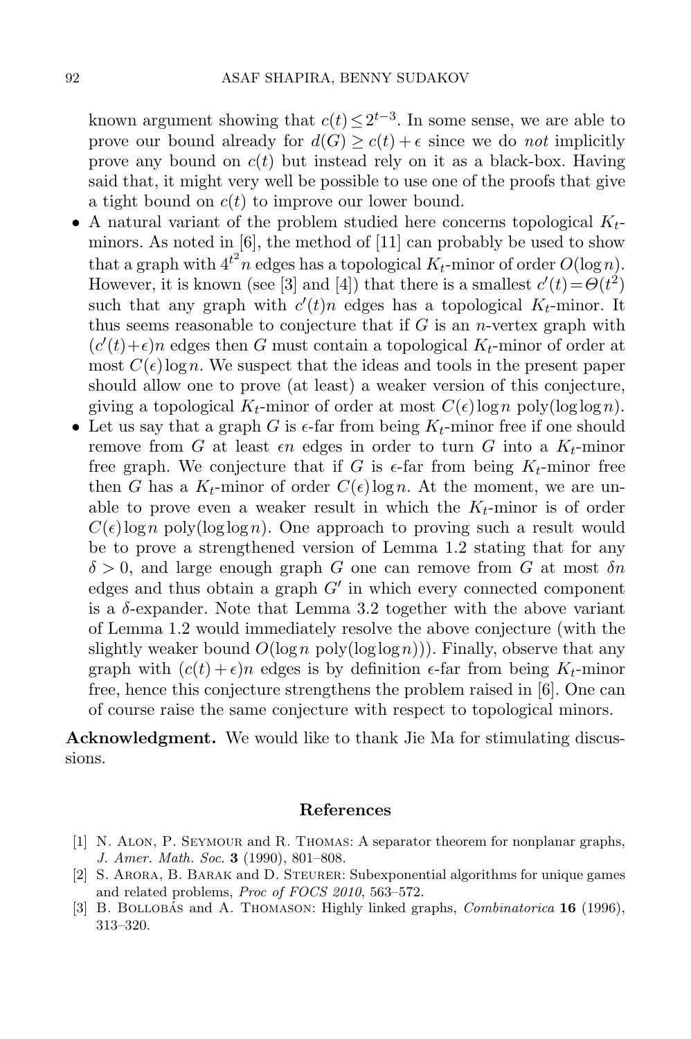known argument showing that $c(t) \le 2^{t-3}$. In some sense, we are able to prove our bound already for $d(G) \ge c(t) + \epsilon$ since we do *not* implicitly prove any bound on $c(t)$ but instead rely on it as a black-box. Having said that, it might very well be possible to use one of the proofs that give a tight bound on $c(t)$ to improve our lower bound.

- A natural variant of the problem studied here concerns topological $K_t$-minors. As noted in [6], the method of [11] can probably be used to show that a graph with $4^{t^2}n$ edges has a topological $K_t$-minor of order $O(\log n)$. However, it is known (see [3] and [4]) that there is a smallest $c'(t) = \Theta(t^2)$ such that any graph with $c'(t)n$ edges has a topological $K_t$-minor. It thus seems reasonable to conjecture that if $G$ is an $n$-vertex graph with $(c'(t)+\epsilon)n$ edges then $G$ must contain a topological $K_t$-minor of order at most $C(\epsilon)\log n$. We suspect that the ideas and tools in the present paper should allow one to prove (at least) a weaker version of this conjecture, giving a topological $K_t$-minor of order at most $C(\epsilon)\log n \text{ poly}(\log\log n)$.
- Let us say that a graph $G$ is $\epsilon$-far from being $K_t$-minor free if one should remove from $G$ at least $\epsilon n$ edges in order to turn $G$ into a $K_t$-minor free graph. We conjecture that if $G$ is $\epsilon$-far from being $K_t$-minor free then $G$ has a $K_t$-minor of order $C(\epsilon)\log n$. At the moment, we are unable to prove even a weaker result in which the $K_t$-minor is of order $C(\epsilon)\log n \text{ poly}(\log\log n)$. One approach to proving such a result would be to prove a strengthened version of Lemma 1.2 stating that for any $\delta > 0$, and large enough graph $G$ one can remove from $G$ at most $\delta n$ edges and thus obtain a graph $G'$ in which every connected component is a $\delta$-expander. Note that Lemma 3.2 together with the above variant of Lemma 1.2 would immediately resolve the above conjecture (with the slightly weaker bound $O(\log n \text{ poly}(\log\log n))$). Finally, observe that any graph with $(c(t)+\epsilon)n$ edges is by definition $\epsilon$-far from being $K_t$-minor free, hence this conjecture strengthens the problem raised in [6]. One can of course raise the same conjecture with respect to topological minors.

**Acknowledgment.** We would like to thank Jie Ma for stimulating discussions.

## References

[1] N. Alon, P. Seymour and R. Thomas: A separator theorem for nonplanar graphs, *J. Amer. Math. Soc.* **3** (1990), 801–808.

[2] S. Arora, B. Barak and D. Steurer: Subexponential algorithms for unique games and related problems, *Proc of FOCS 2010*, 563–572.

[3] B. Bollobás and A. Thomason: Highly linked graphs, *Combinatorica* **16** (1996), 313–320.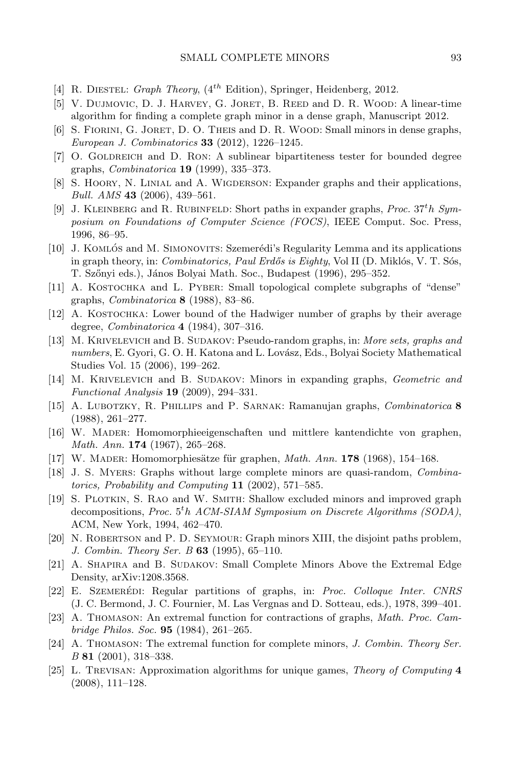[4] R. Diestel: *Graph Theory*, ($4^{th}$ Edition), Springer, Heidenberg, 2012.

[5] V. Dujmovic, D. J. Harvey, G. Joret, B. Reed and D. R. Wood: A linear-time algorithm for finding a complete graph minor in a dense graph, Manuscript 2012.

[6] S. Fiorini, G. Joret, D. O. Theis and D. R. Wood: Small minors in dense graphs, *European J. Combinatorics* **33** (2012), 1226–1245.

[7] O. Goldreich and D. Ron: A sublinear bipartiteness tester for bounded degree graphs, *Combinatorica* **19** (1999), 335–373.

[8] S. Hoory, N. Linial and A. Wigderson: Expander graphs and their applications, *Bull. AMS* **43** (2006), 439–561.

[9] J. Kleinberg and R. Rubinfeld: Short paths in expander graphs, *Proc.* $37^th$ *Symposium on Foundations of Computer Science (FOCS)*, IEEE Comput. Soc. Press, 1996, 86–95.

[10] J. Komlós and M. Simonovits: Szemerédi's Regularity Lemma and its applications in graph theory, in: *Combinatorics, Paul Erdős is Eighty*, Vol II (D. Miklós, V. T. Sós, T. Szőnyi eds.), János Bolyai Math. Soc., Budapest (1996), 295–352.

[11] A. Kostochka and L. Pyber: Small topological complete subgraphs of "dense" graphs, *Combinatorica* **8** (1988), 83–86.

[12] A. Kostochka: Lower bound of the Hadwiger number of graphs by their average degree, *Combinatorica* **4** (1984), 307–316.

[13] M. Krivelevich and B. Sudakov: Pseudo-random graphs, in: *More sets, graphs and numbers*, E. Gyori, G. O. H. Katona and L. Lovász, Eds., Bolyai Society Mathematical Studies Vol. 15 (2006), 199–262.

[14] M. Krivelevich and B. Sudakov: Minors in expanding graphs, *Geometric and Functional Analysis* **19** (2009), 294–331.

[15] A. Lubotzky, R. Phillips and P. Sarnak: Ramanujan graphs, *Combinatorica* **8** (1988), 261–277.

[16] W. Mader: Homomorphieeigenschaften und mittlere kantendichte von graphen, *Math. Ann.* **174** (1967), 265–268.

[17] W. Mader: Homomorphiesätze für graphen, *Math. Ann.* **178** (1968), 154–168.

[18] J. S. Myers: Graphs without large complete minors are quasi-random, *Combinatorics, Probability and Computing* **11** (2002), 571–585.

[19] S. Plotkin, S. Rao and W. Smith: Shallow excluded minors and improved graph decompositions, *Proc.* $5^th$ *ACM-SIAM Symposium on Discrete Algorithms (SODA)*, ACM, New York, 1994, 462–470.

[20] N. Robertson and P. D. Seymour: Graph minors XIII, the disjoint paths problem, *J. Combin. Theory Ser. B* **63** (1995), 65–110.

[21] A. Shapira and B. Sudakov: Small Complete Minors Above the Extremal Edge Density, arXiv:1208.3568.

[22] E. Szemerédi: Regular partitions of graphs, in: *Proc. Colloque Inter. CNRS* (J. C. Bermond, J. C. Fournier, M. Las Vergnas and D. Sotteau, eds.), 1978, 399–401.

[23] A. Thomason: An extremal function for contractions of graphs, *Math. Proc. Cambridge Philos. Soc.* **95** (1984), 261–265.

[24] A. Thomason: The extremal function for complete minors, *J. Combin. Theory Ser. B* **81** (2001), 318–338.

[25] L. Trevisan: Approximation algorithms for unique games, *Theory of Computing* **4** (2008), 111–128.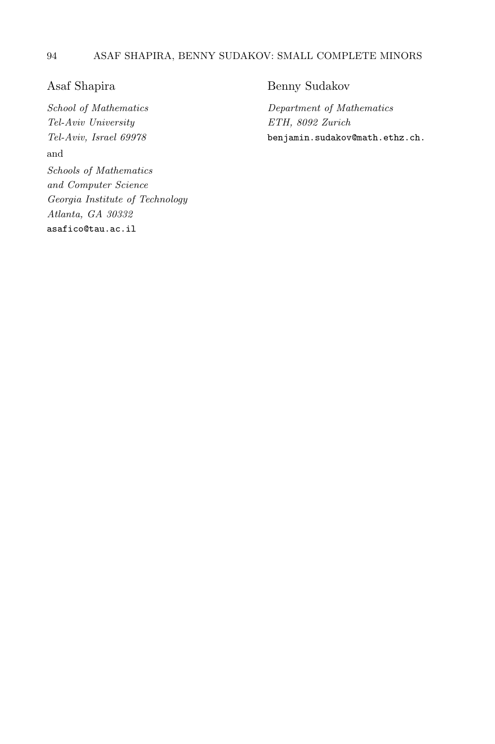Asaf Shapira

*School of Mathematics*
*Tel-Aviv University*
*Tel-Aviv, Israel 69978*

and

*Schools of Mathematics*
*and Computer Science*
*Georgia Institute of Technology*
*Atlanta, GA 30332*
asafico@tau.ac.il

Benny Sudakov

*Department of Mathematics*
*ETH, 8092 Zurich*
benjamin.sudakov@math.ethz.ch.